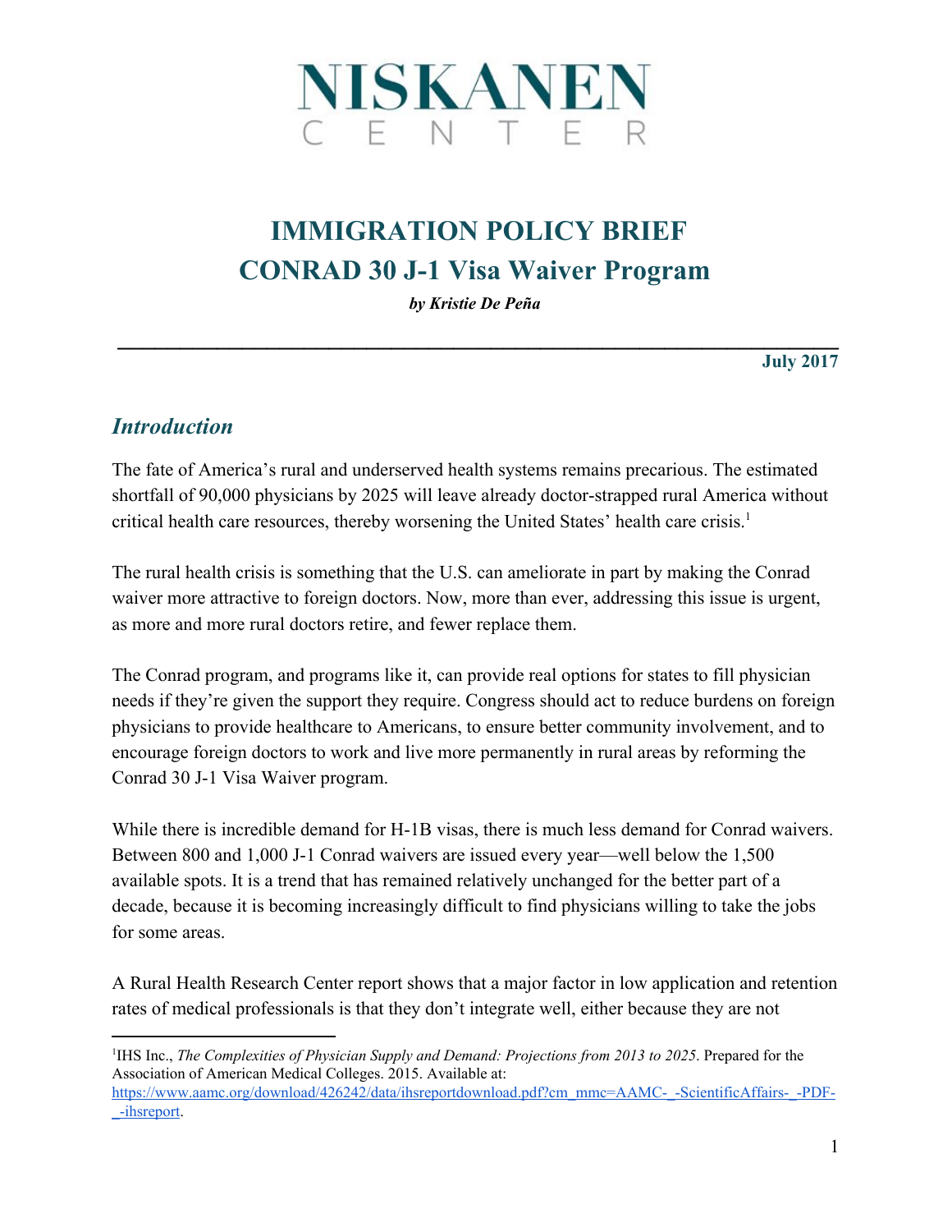NISKANEN
CENTER

# IMMIGRATION POLICY BRIEF
# CONRAD 30 J-1 Visa Waiver Program

***by Kristie De Peña***

**July 2017**

## *Introduction*

The fate of America's rural and underserved health systems remains precarious. The estimated shortfall of 90,000 physicians by 2025 will leave already doctor-strapped rural America without critical health care resources, thereby worsening the United States' health care crisis.[1]

The rural health crisis is something that the U.S. can ameliorate in part by making the Conrad waiver more attractive to foreign doctors. Now, more than ever, addressing this issue is urgent, as more and more rural doctors retire, and fewer replace them.

The Conrad program, and programs like it, can provide real options for states to fill physician needs if they're given the support they require. Congress should act to reduce burdens on foreign physicians to provide healthcare to Americans, to ensure better community involvement, and to encourage foreign doctors to work and live more permanently in rural areas by reforming the Conrad 30 J-1 Visa Waiver program.

While there is incredible demand for H-1B visas, there is much less demand for Conrad waivers. Between 800 and 1,000 J-1 Conrad waivers are issued every year—well below the 1,500 available spots. It is a trend that has remained relatively unchanged for the better part of a decade, because it is becoming increasingly difficult to find physicians willing to take the jobs for some areas.

A Rural Health Research Center report shows that a major factor in low application and retention rates of medical professionals is that they don't integrate well, either because they are not

---

[1]IHS Inc., *The Complexities of Physician Supply and Demand: Projections from 2013 to 2025*. Prepared for the Association of American Medical Colleges. 2015. Available at: https://www.aamc.org/download/426242/data/ihsreportdownload.pdf?cm_mmc=AAMC-_-ScientificAffairs-_-PDF-_-ihsreport.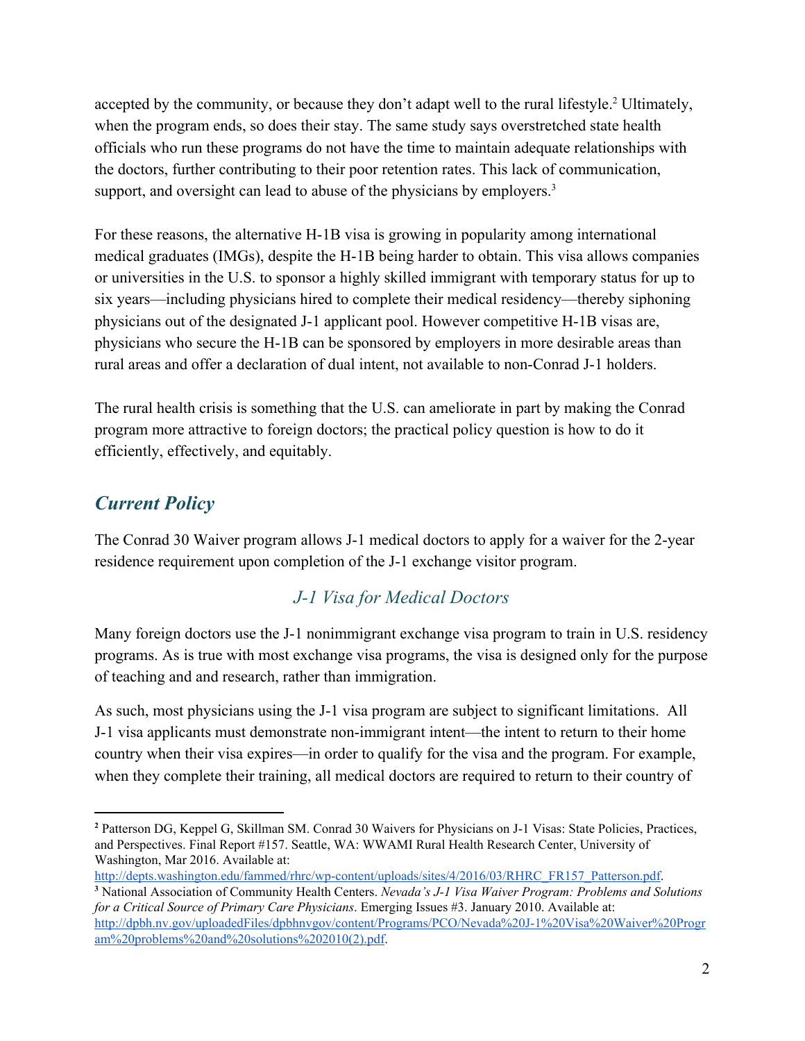accepted by the community, or because they don't adapt well to the rural lifestyle.[2] Ultimately, when the program ends, so does their stay. The same study says overstretched state health officials who run these programs do not have the time to maintain adequate relationships with the doctors, further contributing to their poor retention rates. This lack of communication, support, and oversight can lead to abuse of the physicians by employers.[3]

For these reasons, the alternative H-1B visa is growing in popularity among international medical graduates (IMGs), despite the H-1B being harder to obtain. This visa allows companies or universities in the U.S. to sponsor a highly skilled immigrant with temporary status for up to six years—including physicians hired to complete their medical residency—thereby siphoning physicians out of the designated J-1 applicant pool. However competitive H-1B visas are, physicians who secure the H-1B can be sponsored by employers in more desirable areas than rural areas and offer a declaration of dual intent, not available to non-Conrad J-1 holders.

The rural health crisis is something that the U.S. can ameliorate in part by making the Conrad program more attractive to foreign doctors; the practical policy question is how to do it efficiently, effectively, and equitably.

## *Current Policy*

The Conrad 30 Waiver program allows J-1 medical doctors to apply for a waiver for the 2-year residence requirement upon completion of the J-1 exchange visitor program.

### *J-1 Visa for Medical Doctors*

Many foreign doctors use the J-1 nonimmigrant exchange visa program to train in U.S. residency programs. As is true with most exchange visa programs, the visa is designed only for the purpose of teaching and and research, rather than immigration.

As such, most physicians using the J-1 visa program are subject to significant limitations. All J-1 visa applicants must demonstrate non-immigrant intent—the intent to return to their home country when their visa expires—in order to qualify for the visa and the program. For example, when they complete their training, all medical doctors are required to return to their country of

---

**2** Patterson DG, Keppel G, Skillman SM. Conrad 30 Waivers for Physicians on J-1 Visas: State Policies, Practices, and Perspectives. Final Report #157. Seattle, WA: WWAMI Rural Health Research Center, University of Washington, Mar 2016. Available at: http://depts.washington.edu/fammed/rhrc/wp-content/uploads/sites/4/2016/03/RHRC_FR157_Patterson.pdf.

**3** National Association of Community Health Centers. *Nevada's J-1 Visa Waiver Program: Problems and Solutions for a Critical Source of Primary Care Physicians*. Emerging Issues #3. January 2010. Available at: http://dpbh.nv.gov/uploadedFiles/dpbhnvgov/content/Programs/PCO/Nevada%20J-1%20Visa%20Waiver%20Program%20problems%20and%20solutions%202010(2).pdf.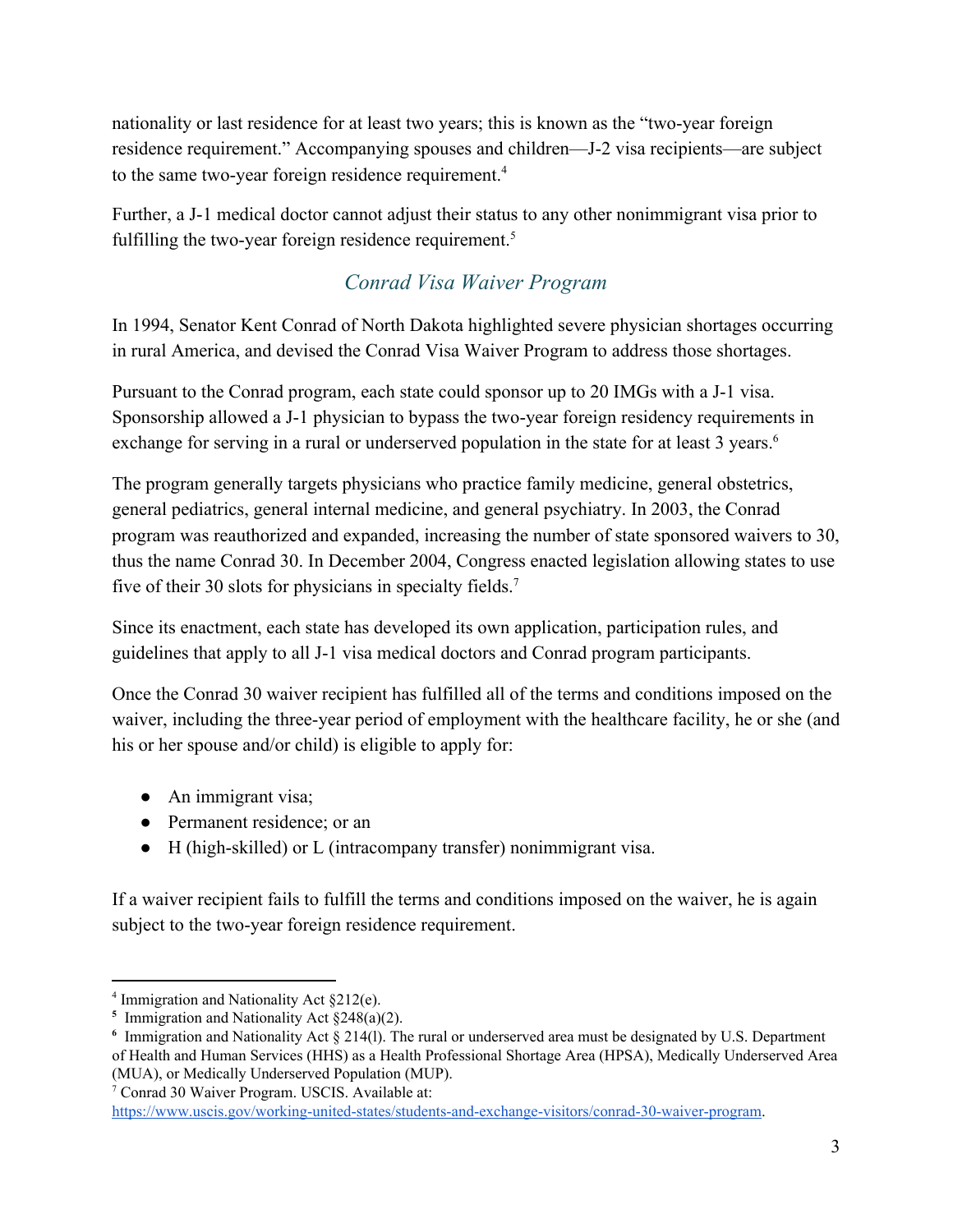nationality or last residence for at least two years; this is known as the “two-year foreign residence requirement.” Accompanying spouses and children—J-2 visa recipients—are subject to the same two-year foreign residence requirement.[4]

Further, a J-1 medical doctor cannot adjust their status to any other nonimmigrant visa prior to fulfilling the two-year foreign residence requirement.[5]

## *Conrad Visa Waiver Program*

In 1994, Senator Kent Conrad of North Dakota highlighted severe physician shortages occurring in rural America, and devised the Conrad Visa Waiver Program to address those shortages.

Pursuant to the Conrad program, each state could sponsor up to 20 IMGs with a J-1 visa. Sponsorship allowed a J-1 physician to bypass the two-year foreign residency requirements in exchange for serving in a rural or underserved population in the state for at least 3 years.[6]

The program generally targets physicians who practice family medicine, general obstetrics, general pediatrics, general internal medicine, and general psychiatry. In 2003, the Conrad program was reauthorized and expanded, increasing the number of state sponsored waivers to 30, thus the name Conrad 30. In December 2004, Congress enacted legislation allowing states to use five of their 30 slots for physicians in specialty fields.[7]

Since its enactment, each state has developed its own application, participation rules, and guidelines that apply to all J-1 visa medical doctors and Conrad program participants.

Once the Conrad 30 waiver recipient has fulfilled all of the terms and conditions imposed on the waiver, including the three-year period of employment with the healthcare facility, he or she (and his or her spouse and/or child) is eligible to apply for:

- An immigrant visa;
- Permanent residence; or an
- H (high-skilled) or L (intracompany transfer) nonimmigrant visa.

If a waiver recipient fails to fulfill the terms and conditions imposed on the waiver, he is again subject to the two-year foreign residence requirement.

---

[4] Immigration and Nationality Act §212(e).

[5] Immigration and Nationality Act §248(a)(2).

[6] Immigration and Nationality Act § 214(l). The rural or underserved area must be designated by U.S. Department of Health and Human Services (HHS) as a Health Professional Shortage Area (HPSA), Medically Underserved Area (MUA), or Medically Underserved Population (MUP).

[7] Conrad 30 Waiver Program. USCIS. Available at: https://www.uscis.gov/working-united-states/students-and-exchange-visitors/conrad-30-waiver-program.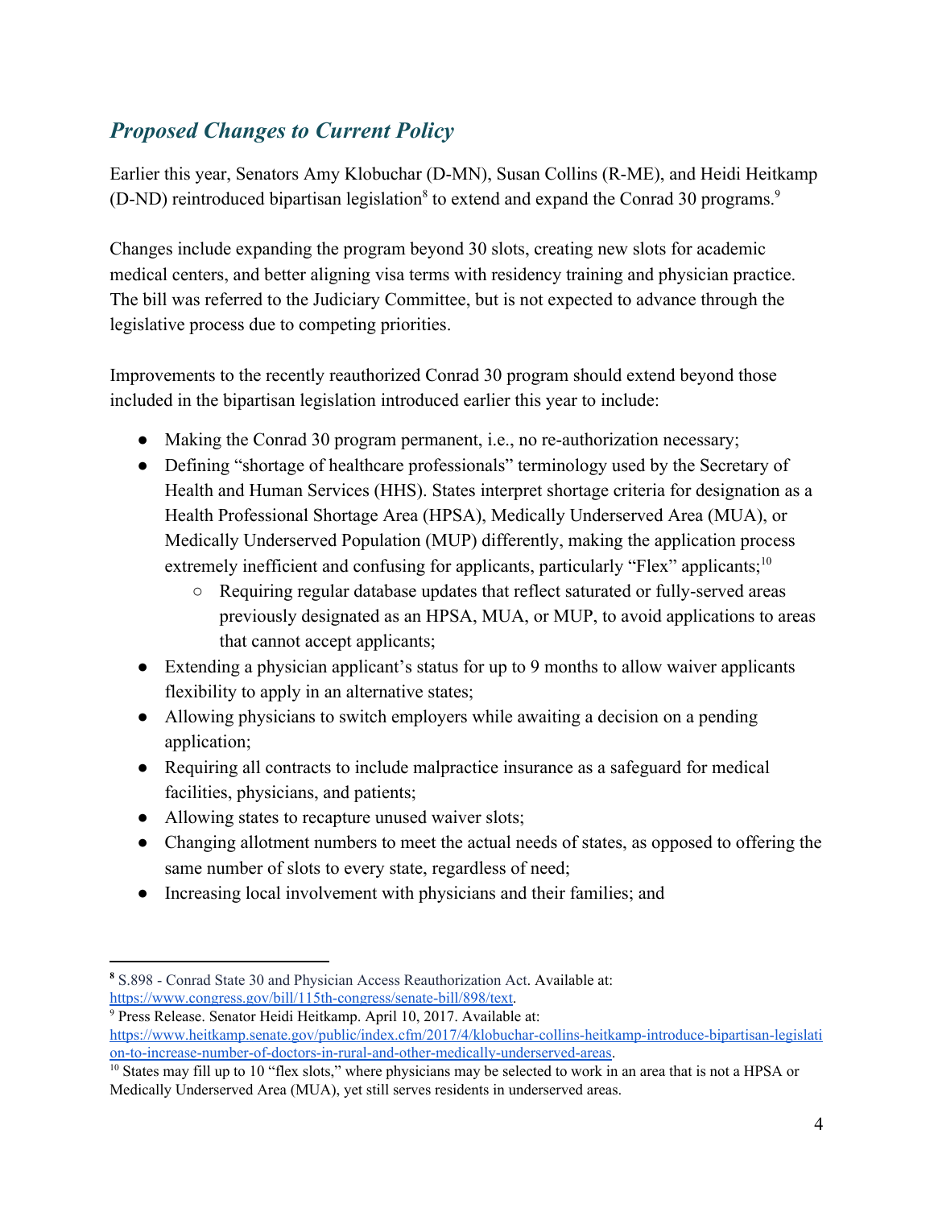## *Proposed Changes to Current Policy*

Earlier this year, Senators Amy Klobuchar (D-MN), Susan Collins (R-ME), and Heidi Heitkamp (D-ND) reintroduced bipartisan legislation[8] to extend and expand the Conrad 30 programs.[9]

Changes include expanding the program beyond 30 slots, creating new slots for academic medical centers, and better aligning visa terms with residency training and physician practice. The bill was referred to the Judiciary Committee, but is not expected to advance through the legislative process due to competing priorities.

Improvements to the recently reauthorized Conrad 30 program should extend beyond those included in the bipartisan legislation introduced earlier this year to include:

- Making the Conrad 30 program permanent, i.e., no re-authorization necessary;
- Defining "shortage of healthcare professionals" terminology used by the Secretary of Health and Human Services (HHS). States interpret shortage criteria for designation as a Health Professional Shortage Area (HPSA), Medically Underserved Area (MUA), or Medically Underserved Population (MUP) differently, making the application process extremely inefficient and confusing for applicants, particularly "Flex" applicants;[10]
    - Requiring regular database updates that reflect saturated or fully-served areas previously designated as an HPSA, MUA, or MUP, to avoid applications to areas that cannot accept applicants;
- Extending a physician applicant's status for up to 9 months to allow waiver applicants flexibility to apply in an alternative states;
- Allowing physicians to switch employers while awaiting a decision on a pending application;
- Requiring all contracts to include malpractice insurance as a safeguard for medical facilities, physicians, and patients;
- Allowing states to recapture unused waiver slots;
- Changing allotment numbers to meet the actual needs of states, as opposed to offering the same number of slots to every state, regardless of need;
- Increasing local involvement with physicians and their families; and

---

[8] S.898 - Conrad State 30 and Physician Access Reauthorization Act. Available at: https://www.congress.gov/bill/115th-congress/senate-bill/898/text.

[9] Press Release. Senator Heidi Heitkamp. April 10, 2017. Available at: https://www.heitkamp.senate.gov/public/index.cfm/2017/4/klobuchar-collins-heitkamp-introduce-bipartisan-legislation-to-increase-number-of-doctors-in-rural-and-other-medically-underserved-areas.

[10] States may fill up to 10 "flex slots," where physicians may be selected to work in an area that is not a HPSA or Medically Underserved Area (MUA), yet still serves residents in underserved areas.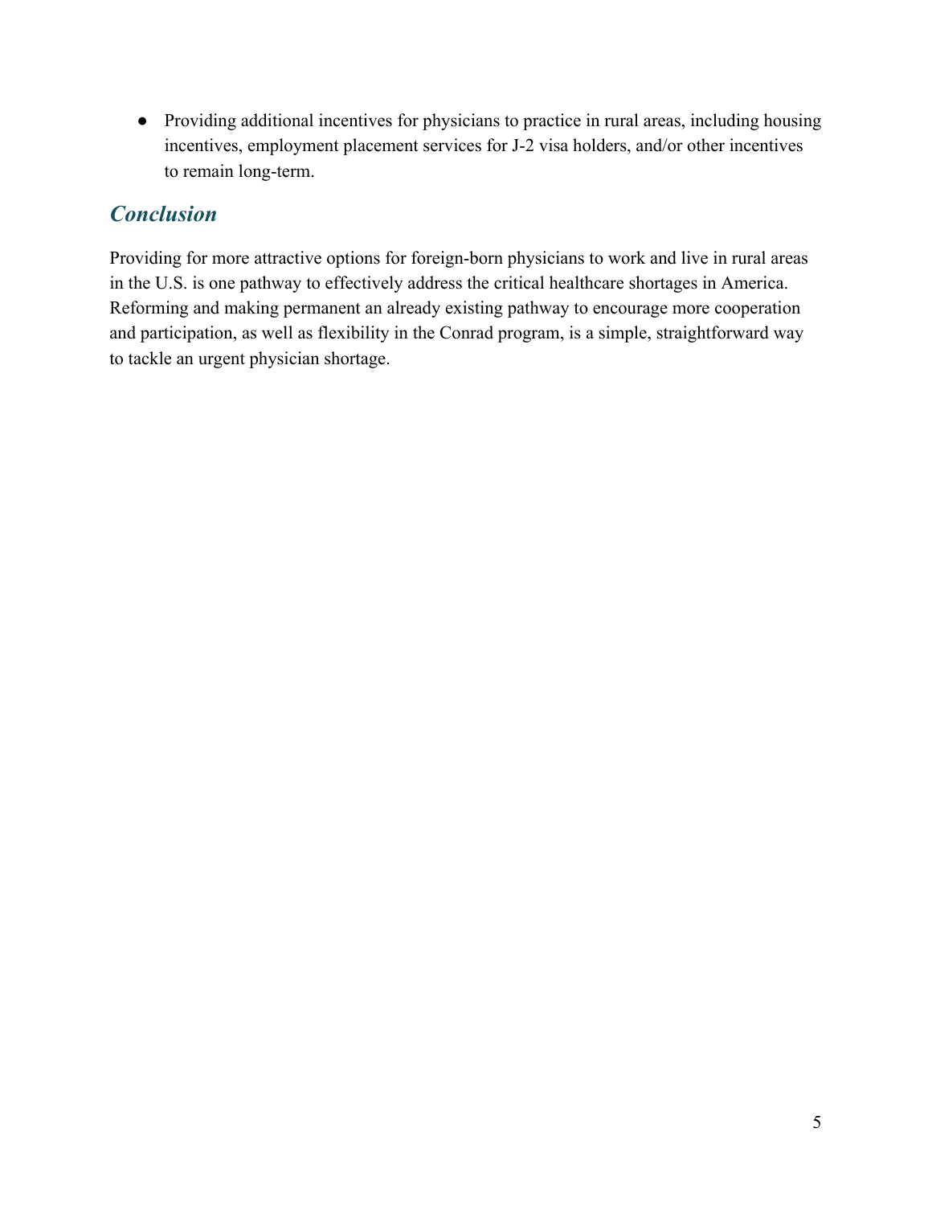- Providing additional incentives for physicians to practice in rural areas, including housing incentives, employment placement services for J-2 visa holders, and/or other incentives to remain long-term.

## *Conclusion*

Providing for more attractive options for foreign-born physicians to work and live in rural areas in the U.S. is one pathway to effectively address the critical healthcare shortages in America. Reforming and making permanent an already existing pathway to encourage more cooperation and participation, as well as flexibility in the Conrad program, is a simple, straightforward way to tackle an urgent physician shortage.